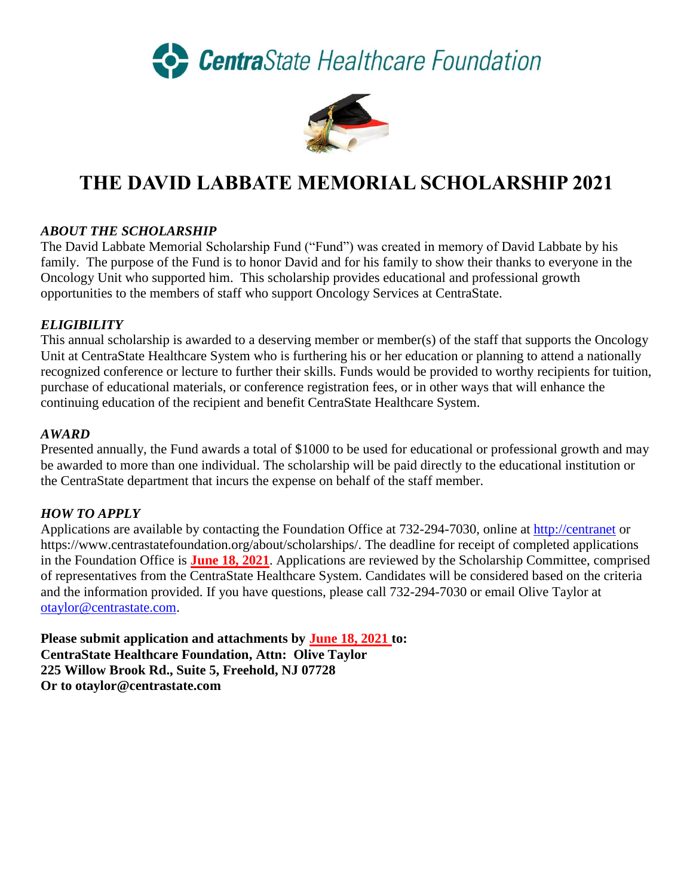**CentraState Healthcare Foundation**

# THE DAVID LABBATE MEMORIAL SCHOLARSHIP 2021

### *ABOUT THE SCHOLARSHIP*

The David Labbate Memorial Scholarship Fund ("Fund") was created in memory of David Labbate by his family. The purpose of the Fund is to honor David and for his family to show their thanks to everyone in the Oncology Unit who supported him. This scholarship provides educational and professional growth opportunities to the members of staff who support Oncology Services at CentraState.

### *ELIGIBILITY*

This annual scholarship is awarded to a deserving member or member(s) of the staff that supports the Oncology Unit at CentraState Healthcare System who is furthering his or her education or planning to attend a nationally recognized conference or lecture to further their skills. Funds would be provided to worthy recipients for tuition, purchase of educational materials, or conference registration fees, or in other ways that will enhance the continuing education of the recipient and benefit CentraState Healthcare System.

### *AWARD*

Presented annually, the Fund awards a total of $1000 to be used for educational or professional growth and may be awarded to more than one individual. The scholarship will be paid directly to the educational institution or the CentraState department that incurs the expense on behalf of the staff member.

### *HOW TO APPLY*

Applications are available by contacting the Foundation Office at 732-294-7030, online at http://centranet or https://www.centrastatefoundation.org/about/scholarships/. The deadline for receipt of completed applications in the Foundation Office is **June 18, 2021**. Applications are reviewed by the Scholarship Committee, comprised of representatives from the CentraState Healthcare System. Candidates will be considered based on the criteria and the information provided. If you have questions, please call 732-294-7030 or email Olive Taylor at otaylor@centrastate.com.

**Please submit application and attachments by June 18, 2021 to:**
**CentraState Healthcare Foundation, Attn: Olive Taylor**
**225 Willow Brook Rd., Suite 5, Freehold, NJ 07728**
**Or to otaylor@centrastate.com**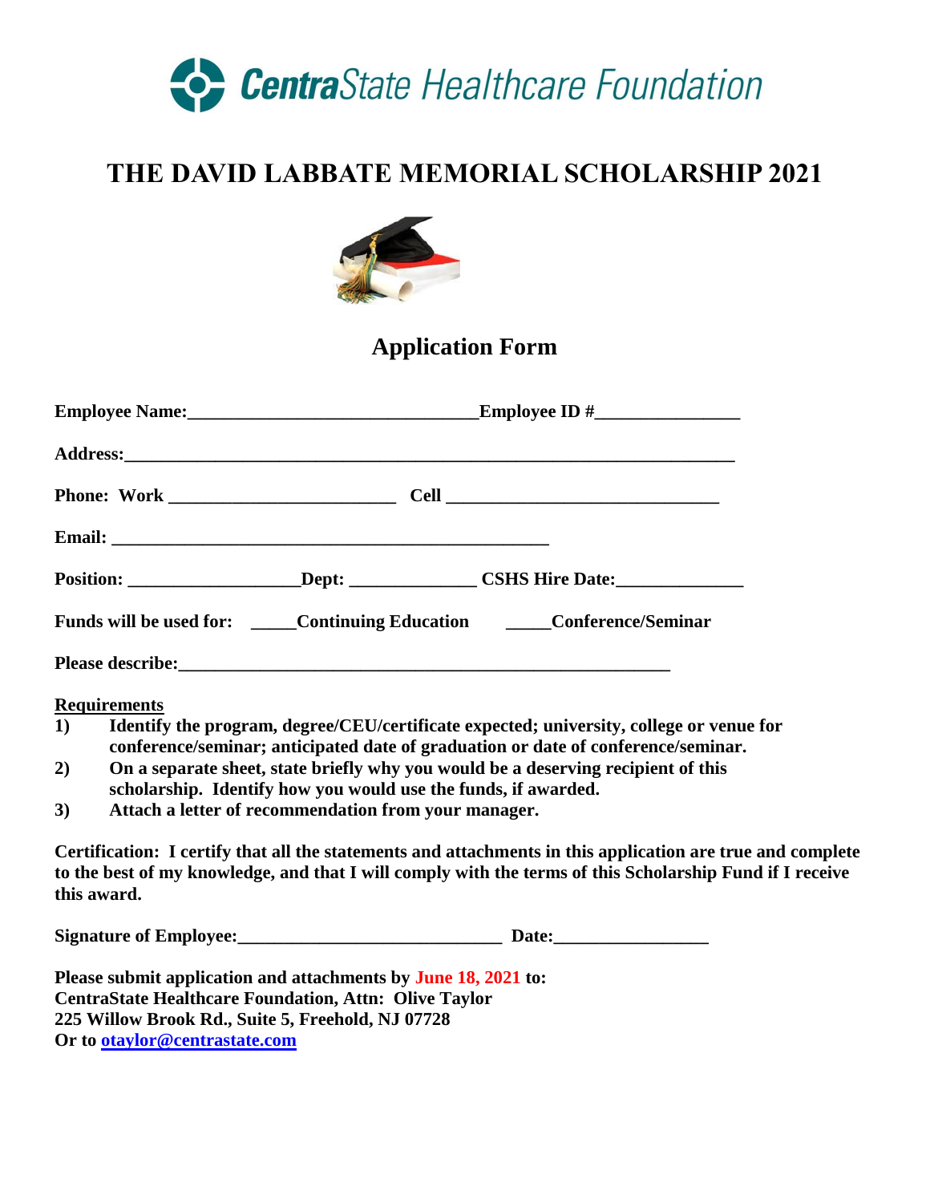CentraState Healthcare Foundation

# THE DAVID LABBATE MEMORIAL SCHOLARSHIP 2021

## Application Form

**Employee Name:________________________________Employee ID #________________**

**Address:___________________________________________________________________**

**Phone: Work _________________________ Cell ______________________________**

**Email: _________________________________________________**

**Position: ___________________Dept: ______________ CSHS Hire Date:______________**

**Funds will be used for: _____Continuing Education _____Conference/Seminar**

**Please describe:______________________________________________________**

**Requirements**

1) **Identify the program, degree/CEU/certificate expected; university, college or venue for conference/seminar; anticipated date of graduation or date of conference/seminar.**
2) **On a separate sheet, state briefly why you would be a deserving recipient of this scholarship. Identify how you would use the funds, if awarded.**
3) **Attach a letter of recommendation from your manager.**

**Certification: I certify that all the statements and attachments in this application are true and complete to the best of my knowledge, and that I will comply with the terms of this Scholarship Fund if I receive this award.**

**Signature of Employee:_____________________________ Date:_________________**

**Please submit application and attachments by June 18, 2021 to:**
**CentraState Healthcare Foundation, Attn: Olive Taylor**
**225 Willow Brook Rd., Suite 5, Freehold, NJ 07728**
**Or to otaylor@centrastate.com**